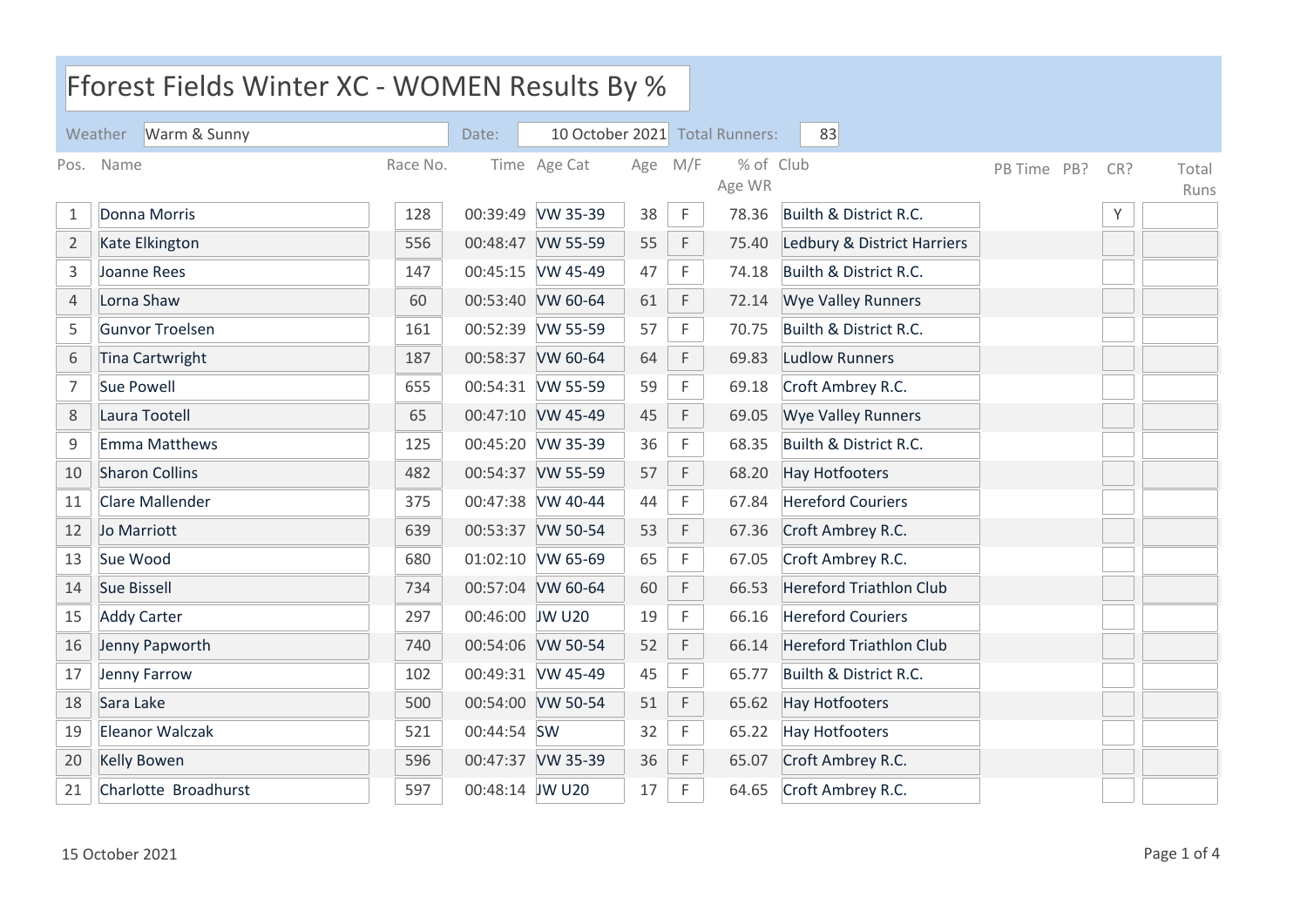# Fforest Fields Winter XC - WOMEN Results By %

Weather: Warm & Sunny | Date: 10 October 2021 | Total Runners: 83

| Pos. | Name | Race No. | Time | Age Cat | Age | M/F | % of Age WR | Club | PB Time | PB? | CR? | Total Runs |
|---|---|---|---|---|---|---|---|---|---|---|---|---|
| 1 | Donna Morris | 128 | 00:39:49 | VW 35-39 | 38 | F | 78.36 | Builth & District R.C. | | | Y | |
| 2 | Kate Elkington | 556 | 00:48:47 | VW 55-59 | 55 | F | 75.40 | Ledbury & District Harriers | | | | |
| 3 | Joanne Rees | 147 | 00:45:15 | VW 45-49 | 47 | F | 74.18 | Builth & District R.C. | | | | |
| 4 | Lorna Shaw | 60 | 00:53:40 | VW 60-64 | 61 | F | 72.14 | Wye Valley Runners | | | | |
| 5 | Gunvor Troelsen | 161 | 00:52:39 | VW 55-59 | 57 | F | 70.75 | Builth & District R.C. | | | | |
| 6 | Tina Cartwright | 187 | 00:58:37 | VW 60-64 | 64 | F | 69.83 | Ludlow Runners | | | | |
| 7 | Sue Powell | 655 | 00:54:31 | VW 55-59 | 59 | F | 69.18 | Croft Ambrey R.C. | | | | |
| 8 | Laura Tootell | 65 | 00:47:10 | VW 45-49 | 45 | F | 69.05 | Wye Valley Runners | | | | |
| 9 | Emma Matthews | 125 | 00:45:20 | VW 35-39 | 36 | F | 68.35 | Builth & District R.C. | | | | |
| 10 | Sharon Collins | 482 | 00:54:37 | VW 55-59 | 57 | F | 68.20 | Hay Hotfooters | | | | |
| 11 | Clare Mallender | 375 | 00:47:38 | VW 40-44 | 44 | F | 67.84 | Hereford Couriers | | | | |
| 12 | Jo Marriott | 639 | 00:53:37 | VW 50-54 | 53 | F | 67.36 | Croft Ambrey R.C. | | | | |
| 13 | Sue Wood | 680 | 01:02:10 | VW 65-69 | 65 | F | 67.05 | Croft Ambrey R.C. | | | | |
| 14 | Sue Bissell | 734 | 00:57:04 | VW 60-64 | 60 | F | 66.53 | Hereford Triathlon Club | | | | |
| 15 | Addy Carter | 297 | 00:46:00 | JW U20 | 19 | F | 66.16 | Hereford Couriers | | | | |
| 16 | Jenny Papworth | 740 | 00:54:06 | VW 50-54 | 52 | F | 66.14 | Hereford Triathlon Club | | | | |
| 17 | Jenny Farrow | 102 | 00:49:31 | VW 45-49 | 45 | F | 65.77 | Builth & District R.C. | | | | |
| 18 | Sara Lake | 500 | 00:54:00 | VW 50-54 | 51 | F | 65.62 | Hay Hotfooters | | | | |
| 19 | Eleanor Walczak | 521 | 00:44:54 | SW | 32 | F | 65.22 | Hay Hotfooters | | | | |
| 20 | Kelly Bowen | 596 | 00:47:37 | VW 35-39 | 36 | F | 65.07 | Croft Ambrey R.C. | | | | |
| 21 | Charlotte Broadhurst | 597 | 00:48:14 | JW U20 | 17 | F | 64.65 | Croft Ambrey R.C. | | | | |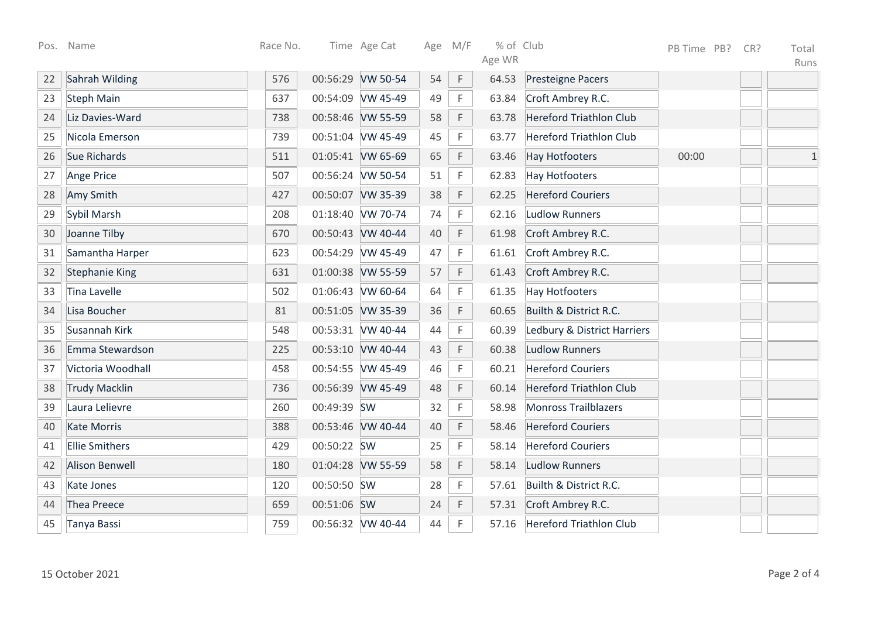| Pos. | Name | Race No. | Time | Age Cat | Age | M/F | % of Age WR | Club | PB Time | PB? | CR? | Total Runs |
|---|---|---|---|---|---|---|---|---|---|---|---|---|
| 22 | Sahrah Wilding | 576 | 00:56:29 | VW 50-54 | 54 | F | 64.53 | Presteigne Pacers | | | | |
| 23 | Steph Main | 637 | 00:54:09 | VW 45-49 | 49 | F | 63.84 | Croft Ambrey R.C. | | | | |
| 24 | Liz Davies-Ward | 738 | 00:58:46 | VW 55-59 | 58 | F | 63.78 | Hereford Triathlon Club | | | | |
| 25 | Nicola Emerson | 739 | 00:51:04 | VW 45-49 | 45 | F | 63.77 | Hereford Triathlon Club | | | | |
| 26 | Sue Richards | 511 | 01:05:41 | VW 65-69 | 65 | F | 63.46 | Hay Hotfooters | 00:00 | | | 1 |
| 27 | Ange Price | 507 | 00:56:24 | VW 50-54 | 51 | F | 62.83 | Hay Hotfooters | | | | |
| 28 | Amy Smith | 427 | 00:50:07 | VW 35-39 | 38 | F | 62.25 | Hereford Couriers | | | | |
| 29 | Sybil Marsh | 208 | 01:18:40 | VW 70-74 | 74 | F | 62.16 | Ludlow Runners | | | | |
| 30 | Joanne Tilby | 670 | 00:50:43 | VW 40-44 | 40 | F | 61.98 | Croft Ambrey R.C. | | | | |
| 31 | Samantha Harper | 623 | 00:54:29 | VW 45-49 | 47 | F | 61.61 | Croft Ambrey R.C. | | | | |
| 32 | Stephanie King | 631 | 01:00:38 | VW 55-59 | 57 | F | 61.43 | Croft Ambrey R.C. | | | | |
| 33 | Tina Lavelle | 502 | 01:06:43 | VW 60-64 | 64 | F | 61.35 | Hay Hotfooters | | | | |
| 34 | Lisa Boucher | 81 | 00:51:05 | VW 35-39 | 36 | F | 60.65 | Builth & District R.C. | | | | |
| 35 | Susannah Kirk | 548 | 00:53:31 | VW 40-44 | 44 | F | 60.39 | Ledbury & District Harriers | | | | |
| 36 | Emma Stewardson | 225 | 00:53:10 | VW 40-44 | 43 | F | 60.38 | Ludlow Runners | | | | |
| 37 | Victoria Woodhall | 458 | 00:54:55 | VW 45-49 | 46 | F | 60.21 | Hereford Couriers | | | | |
| 38 | Trudy Macklin | 736 | 00:56:39 | VW 45-49 | 48 | F | 60.14 | Hereford Triathlon Club | | | | |
| 39 | Laura Lelievre | 260 | 00:49:39 | SW | 32 | F | 58.98 | Monross Trailblazers | | | | |
| 40 | Kate Morris | 388 | 00:53:46 | VW 40-44 | 40 | F | 58.46 | Hereford Couriers | | | | |
| 41 | Ellie Smithers | 429 | 00:50:22 | SW | 25 | F | 58.14 | Hereford Couriers | | | | |
| 42 | Alison Benwell | 180 | 01:04:28 | VW 55-59 | 58 | F | 58.14 | Ludlow Runners | | | | |
| 43 | Kate Jones | 120 | 00:50:50 | SW | 28 | F | 57.61 | Builth & District R.C. | | | | |
| 44 | Thea Preece | 659 | 00:51:06 | SW | 24 | F | 57.31 | Croft Ambrey R.C. | | | | |
| 45 | Tanya Bassi | 759 | 00:56:32 | VW 40-44 | 44 | F | 57.16 | Hereford Triathlon Club | | | | |

15 October 2021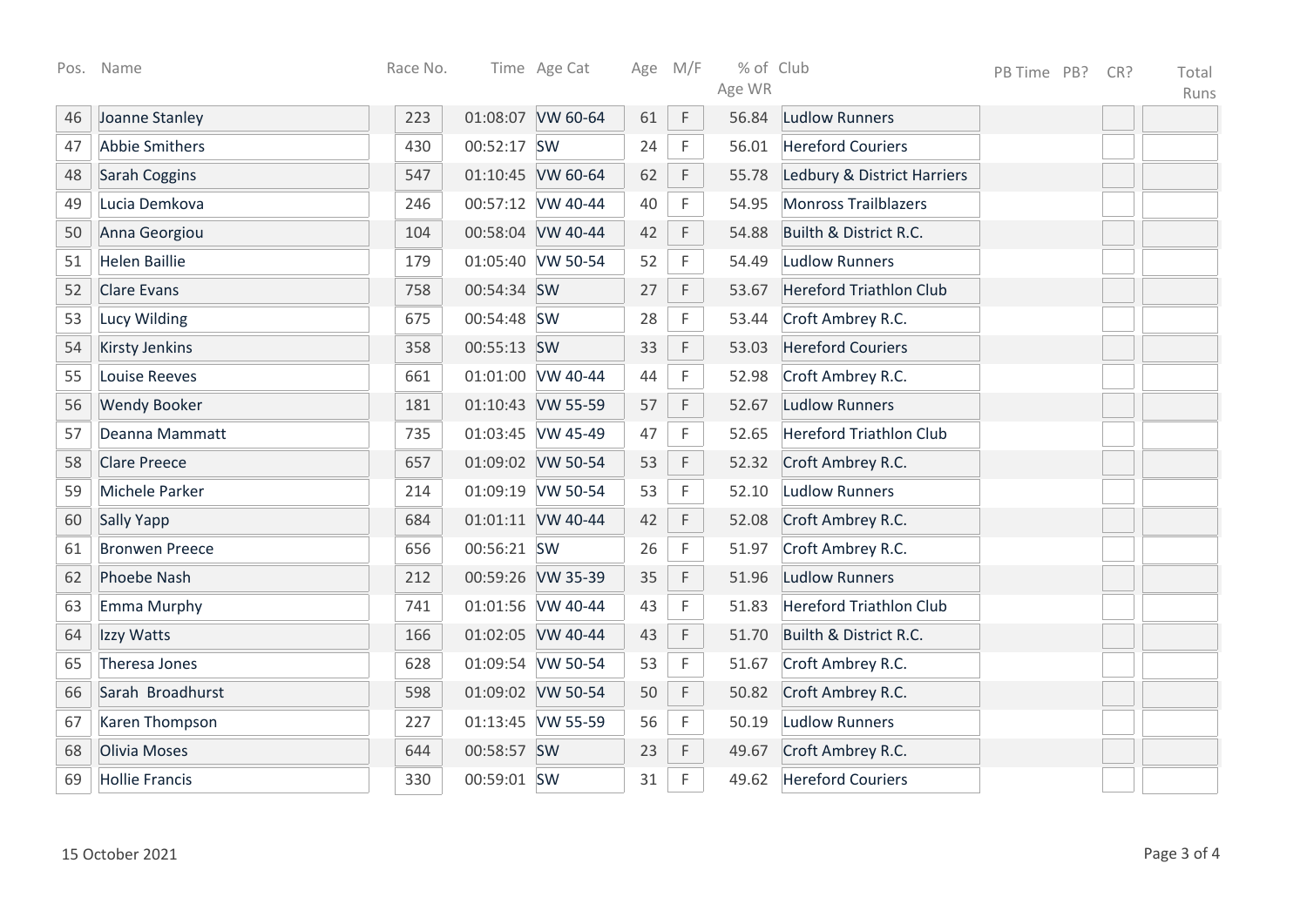| Pos. | Name | Race No. | Time | Age Cat | Age | M/F | % of Age WR | Club | PB Time | PB? | CR? | Total Runs |
|---|---|---|---|---|---|---|---|---|---|---|---|---|
| 46 | Joanne Stanley | 223 | 01:08:07 | VW 60-64 | 61 | F | 56.84 | Ludlow Runners | | | | |
| 47 | Abbie Smithers | 430 | 00:52:17 | SW | 24 | F | 56.01 | Hereford Couriers | | | | |
| 48 | Sarah Coggins | 547 | 01:10:45 | VW 60-64 | 62 | F | 55.78 | Ledbury & District Harriers | | | | |
| 49 | Lucia Demkova | 246 | 00:57:12 | VW 40-44 | 40 | F | 54.95 | Monross Trailblazers | | | | |
| 50 | Anna Georgiou | 104 | 00:58:04 | VW 40-44 | 42 | F | 54.88 | Builth & District R.C. | | | | |
| 51 | Helen Baillie | 179 | 01:05:40 | VW 50-54 | 52 | F | 54.49 | Ludlow Runners | | | | |
| 52 | Clare Evans | 758 | 00:54:34 | SW | 27 | F | 53.67 | Hereford Triathlon Club | | | | |
| 53 | Lucy Wilding | 675 | 00:54:48 | SW | 28 | F | 53.44 | Croft Ambrey R.C. | | | | |
| 54 | Kirsty Jenkins | 358 | 00:55:13 | SW | 33 | F | 53.03 | Hereford Couriers | | | | |
| 55 | Louise Reeves | 661 | 01:01:00 | VW 40-44 | 44 | F | 52.98 | Croft Ambrey R.C. | | | | |
| 56 | Wendy Booker | 181 | 01:10:43 | VW 55-59 | 57 | F | 52.67 | Ludlow Runners | | | | |
| 57 | Deanna Mammatt | 735 | 01:03:45 | VW 45-49 | 47 | F | 52.65 | Hereford Triathlon Club | | | | |
| 58 | Clare Preece | 657 | 01:09:02 | VW 50-54 | 53 | F | 52.32 | Croft Ambrey R.C. | | | | |
| 59 | Michele Parker | 214 | 01:09:19 | VW 50-54 | 53 | F | 52.10 | Ludlow Runners | | | | |
| 60 | Sally Yapp | 684 | 01:01:11 | VW 40-44 | 42 | F | 52.08 | Croft Ambrey R.C. | | | | |
| 61 | Bronwen Preece | 656 | 00:56:21 | SW | 26 | F | 51.97 | Croft Ambrey R.C. | | | | |
| 62 | Phoebe Nash | 212 | 00:59:26 | VW 35-39 | 35 | F | 51.96 | Ludlow Runners | | | | |
| 63 | Emma Murphy | 741 | 01:01:56 | VW 40-44 | 43 | F | 51.83 | Hereford Triathlon Club | | | | |
| 64 | Izzy Watts | 166 | 01:02:05 | VW 40-44 | 43 | F | 51.70 | Builth & District R.C. | | | | |
| 65 | Theresa Jones | 628 | 01:09:54 | VW 50-54 | 53 | F | 51.67 | Croft Ambrey R.C. | | | | |
| 66 | Sarah Broadhurst | 598 | 01:09:02 | VW 50-54 | 50 | F | 50.82 | Croft Ambrey R.C. | | | | |
| 67 | Karen Thompson | 227 | 01:13:45 | VW 55-59 | 56 | F | 50.19 | Ludlow Runners | | | | |
| 68 | Olivia Moses | 644 | 00:58:57 | SW | 23 | F | 49.67 | Croft Ambrey R.C. | | | | |
| 69 | Hollie Francis | 330 | 00:59:01 | SW | 31 | F | 49.62 | Hereford Couriers | | | | |

15 October 2021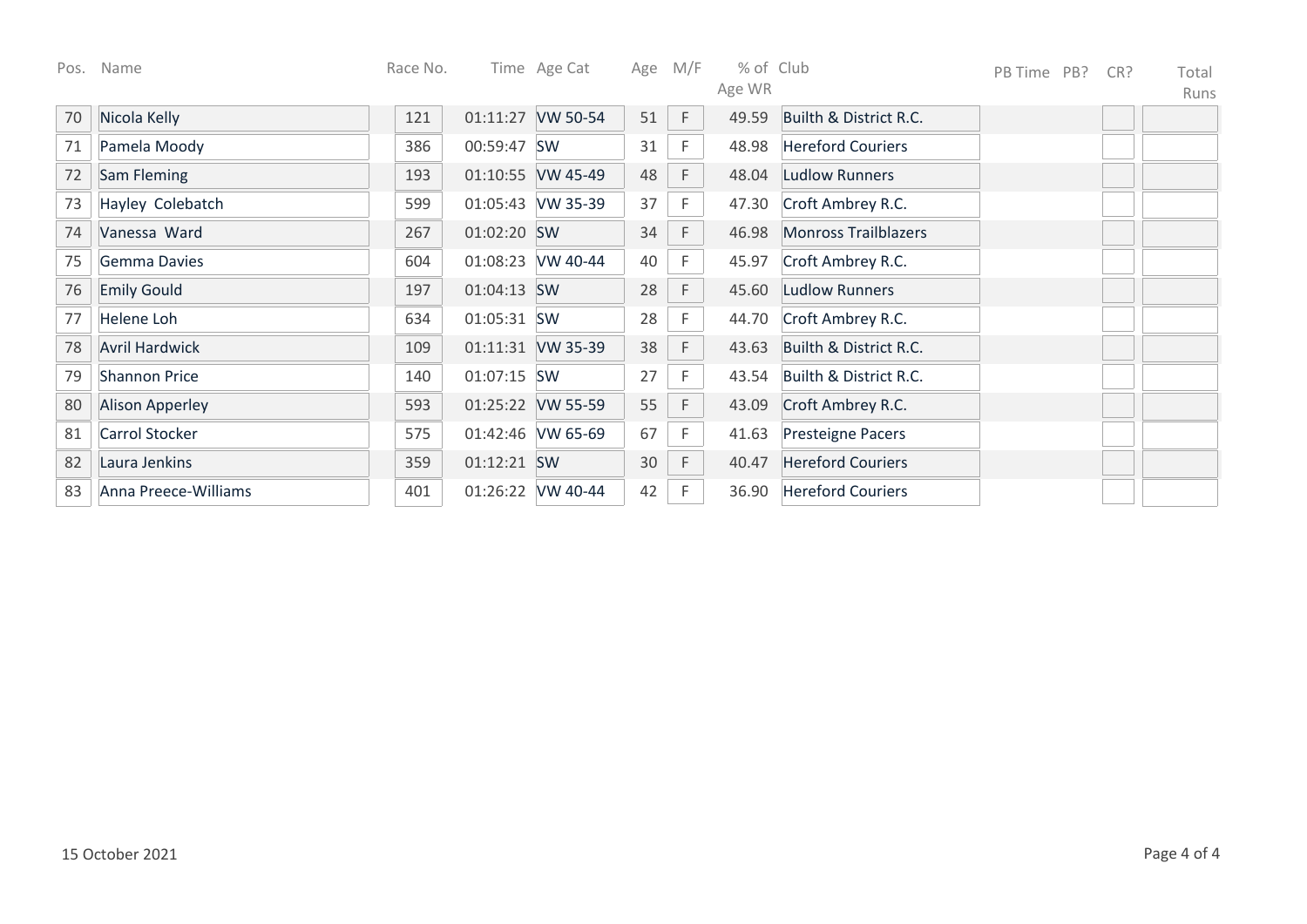| Pos. | Name | Race No. | Time | Age Cat | Age | M/F | % of Age WR | Club | PB Time | PB? | CR? | Total Runs |
|---|---|---|---|---|---|---|---|---|---|---|---|---|
| 70 | Nicola Kelly | 121 | 01:11:27 | VW 50-54 | 51 | F | 49.59 | Builth & District R.C. | | | | |
| 71 | Pamela Moody | 386 | 00:59:47 | SW | 31 | F | 48.98 | Hereford Couriers | | | | |
| 72 | Sam Fleming | 193 | 01:10:55 | VW 45-49 | 48 | F | 48.04 | Ludlow Runners | | | | |
| 73 | Hayley Colebatch | 599 | 01:05:43 | VW 35-39 | 37 | F | 47.30 | Croft Ambrey R.C. | | | | |
| 74 | Vanessa Ward | 267 | 01:02:20 | SW | 34 | F | 46.98 | Monross Trailblazers | | | | |
| 75 | Gemma Davies | 604 | 01:08:23 | VW 40-44 | 40 | F | 45.97 | Croft Ambrey R.C. | | | | |
| 76 | Emily Gould | 197 | 01:04:13 | SW | 28 | F | 45.60 | Ludlow Runners | | | | |
| 77 | Helene Loh | 634 | 01:05:31 | SW | 28 | F | 44.70 | Croft Ambrey R.C. | | | | |
| 78 | Avril Hardwick | 109 | 01:11:31 | VW 35-39 | 38 | F | 43.63 | Builth & District R.C. | | | | |
| 79 | Shannon Price | 140 | 01:07:15 | SW | 27 | F | 43.54 | Builth & District R.C. | | | | |
| 80 | Alison Apperley | 593 | 01:25:22 | VW 55-59 | 55 | F | 43.09 | Croft Ambrey R.C. | | | | |
| 81 | Carrol Stocker | 575 | 01:42:46 | VW 65-69 | 67 | F | 41.63 | Presteigne Pacers | | | | |
| 82 | Laura Jenkins | 359 | 01:12:21 | SW | 30 | F | 40.47 | Hereford Couriers | | | | |
| 83 | Anna Preece-Williams | 401 | 01:26:22 | VW 40-44 | 42 | F | 36.90 | Hereford Couriers | | | | |

15 October 2021